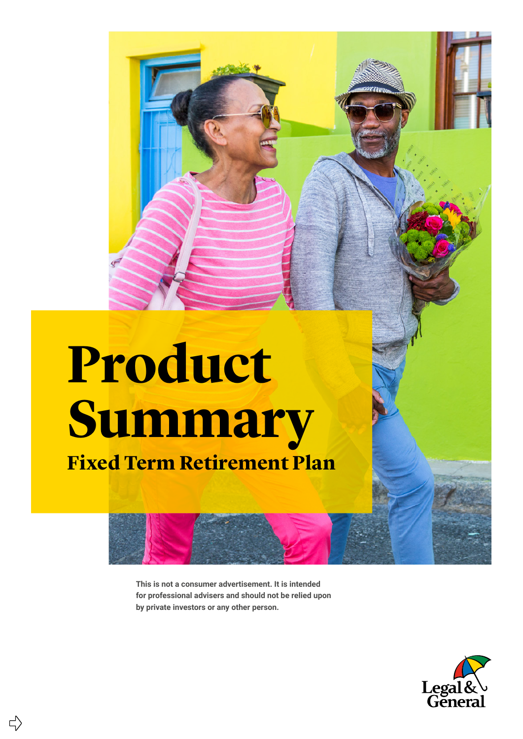# Product Summary

## Fixed Term Retirement Plan

**This is not a consumer advertisement. It is intended for professional advisers and should not be relied upon by private investors or any other person.**

Legal & General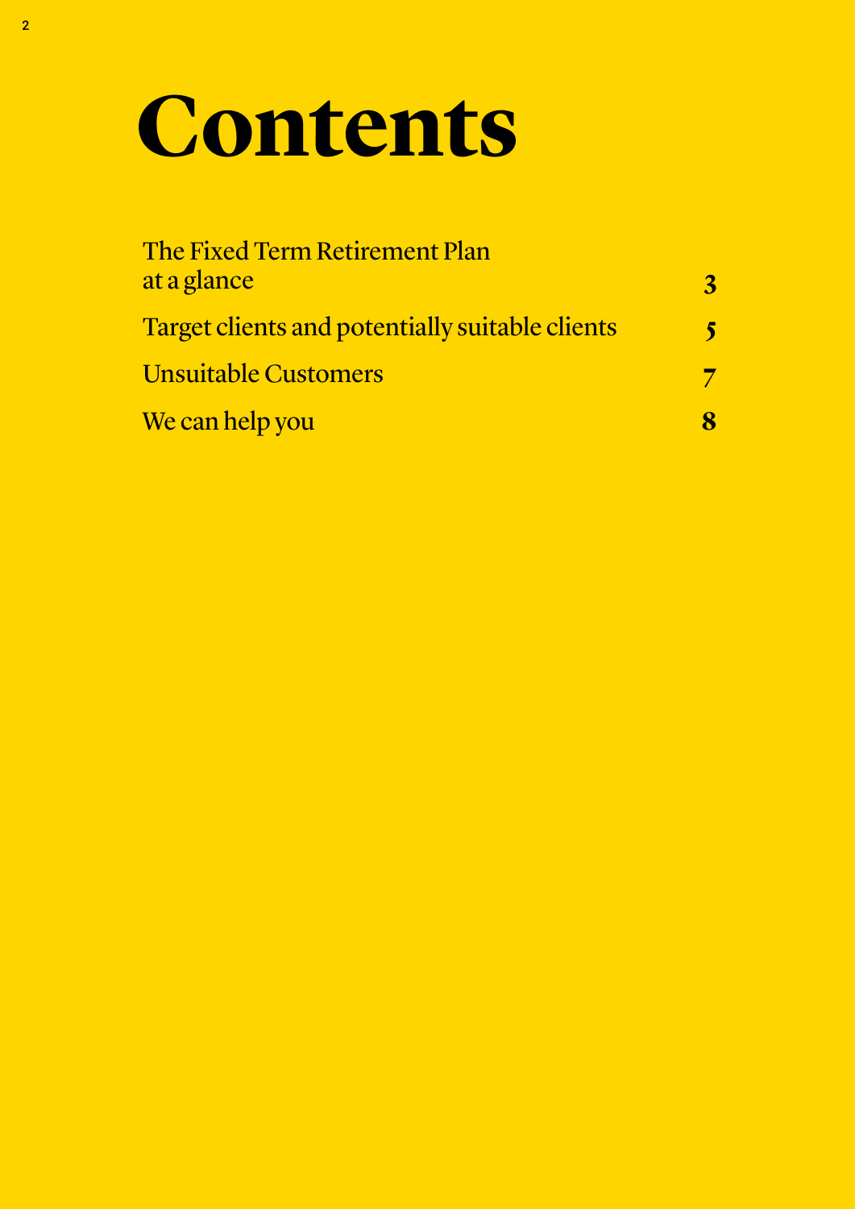# Contents

| | |
|---|---|
| The Fixed Term Retirement Plan at a glance | 3 |
| Target clients and potentially suitable clients | 5 |
| Unsuitable Customers | 7 |
| We can help you | 8 |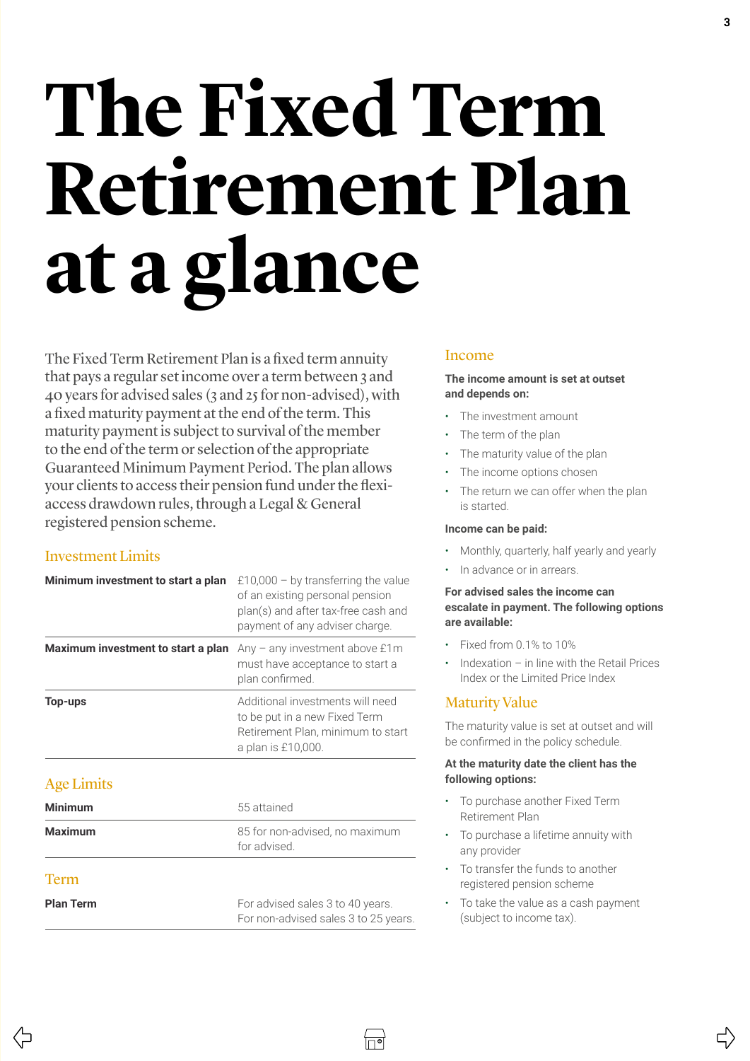# The Fixed Term Retirement Plan at a glance

The Fixed Term Retirement Plan is a fixed term annuity that pays a regular set income over a term between 3 and 40 years for advised sales (3 and 25 for non-advised), with a fixed maturity payment at the end of the term. This maturity payment is subject to survival of the member to the end of the term or selection of the appropriate Guaranteed Minimum Payment Period. The plan allows your clients to access their pension fund under the flexi-access drawdown rules, through a Legal & General registered pension scheme.

## Investment Limits

| | |
|---|---|
| **Minimum investment to start a plan** | £10,000 – by transferring the value of an existing personal pension plan(s) and after tax-free cash and payment of any adviser charge. |
| **Maximum investment to start a plan** | Any – any investment above £1m must have acceptance to start a plan confirmed. |
| **Top-ups** | Additional investments will need to be put in a new Fixed Term Retirement Plan, minimum to start a plan is £10,000. |

## Age Limits

| | |
|---|---|
| **Minimum** | 55 attained |
| **Maximum** | 85 for non-advised, no maximum for advised. |

## Term

| | |
|---|---|
| **Plan Term** | For advised sales 3 to 40 years. For non-advised sales 3 to 25 years. |

## Income

**The income amount is set at outset and depends on:**

- The investment amount
- The term of the plan
- The maturity value of the plan
- The income options chosen
- The return we can offer when the plan is started.

**Income can be paid:**

- Monthly, quarterly, half yearly and yearly
- In advance or in arrears.

**For advised sales the income can escalate in payment. The following options are available:**

- Fixed from 0.1% to 10%
- Indexation – in line with the Retail Prices Index or the Limited Price Index

## Maturity Value

The maturity value is set at outset and will be confirmed in the policy schedule.

**At the maturity date the client has the following options:**

- To purchase another Fixed Term Retirement Plan
- To purchase a lifetime annuity with any provider
- To transfer the funds to another registered pension scheme
- To take the value as a cash payment (subject to income tax).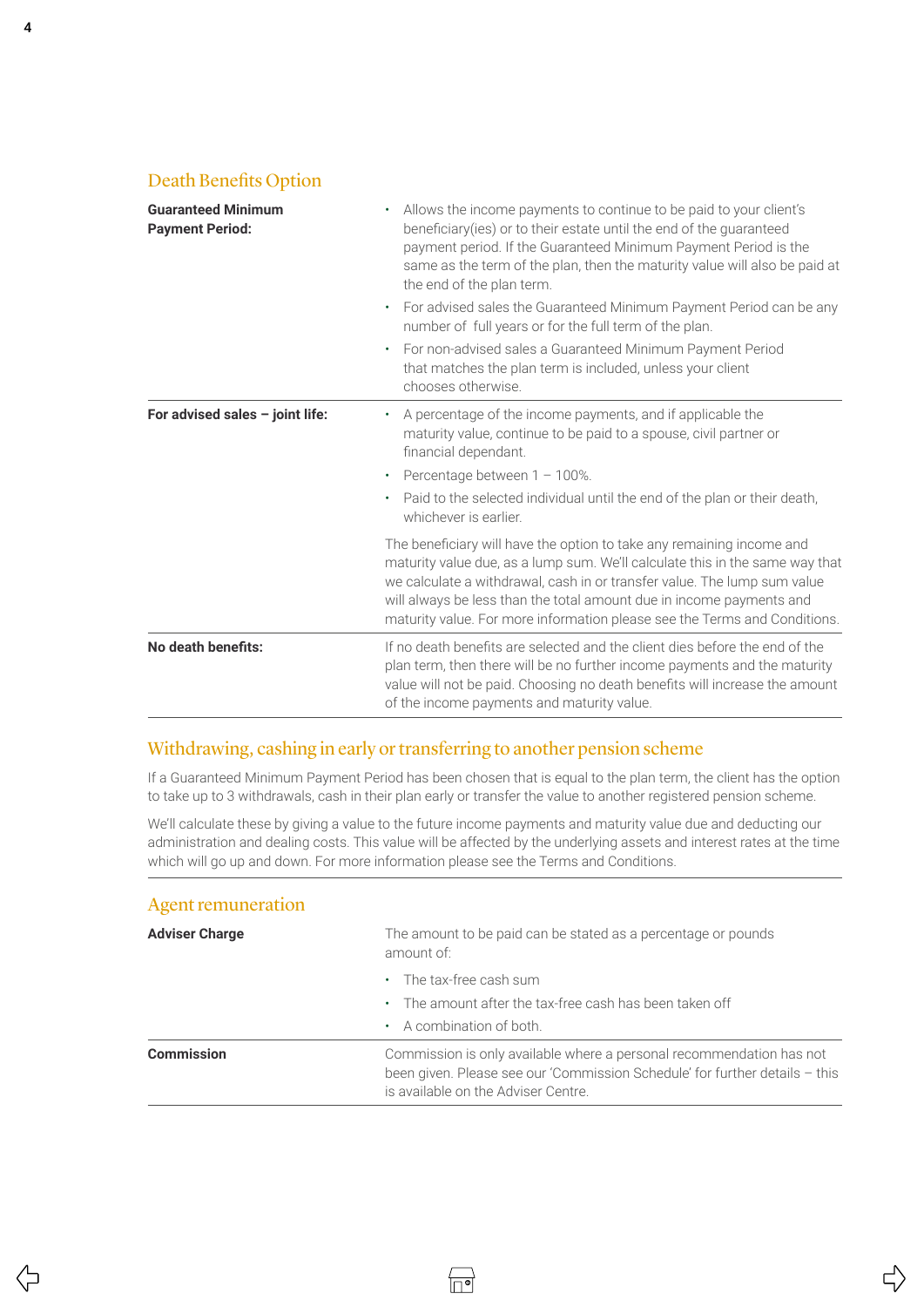## Death Benefits Option

| | |
|---|---|
| **Guaranteed Minimum Payment Period:** | • Allows the income payments to continue to be paid to your client's beneficiary(ies) or to their estate until the end of the guaranteed payment period. If the Guaranteed Minimum Payment Period is the same as the term of the plan, then the maturity value will also be paid at the end of the plan term.<br>• For advised sales the Guaranteed Minimum Payment Period can be any number of full years or for the full term of the plan.<br>• For non-advised sales a Guaranteed Minimum Payment Period that matches the plan term is included, unless your client chooses otherwise. |
| **For advised sales – joint life:** | • A percentage of the income payments, and if applicable the maturity value, continue to be paid to a spouse, civil partner or financial dependant.<br>• Percentage between 1 – 100%.<br>• Paid to the selected individual until the end of the plan or their death, whichever is earlier.<br><br>The beneficiary will have the option to take any remaining income and maturity value due, as a lump sum. We'll calculate this in the same way that we calculate a withdrawal, cash in or transfer value. The lump sum value will always be less than the total amount due in income payments and maturity value. For more information please see the Terms and Conditions. |
| **No death benefits:** | If no death benefits are selected and the client dies before the end of the plan term, then there will be no further income payments and the maturity value will not be paid. Choosing no death benefits will increase the amount of the income payments and maturity value. |

## Withdrawing, cashing in early or transferring to another pension scheme

If a Guaranteed Minimum Payment Period has been chosen that is equal to the plan term, the client has the option to take up to 3 withdrawals, cash in their plan early or transfer the value to another registered pension scheme.

We'll calculate these by giving a value to the future income payments and maturity value due and deducting our administration and dealing costs. This value will be affected by the underlying assets and interest rates at the time which will go up and down. For more information please see the Terms and Conditions.

## Agent remuneration

| | |
|---|---|
| **Adviser Charge** | The amount to be paid can be stated as a percentage or pounds amount of:<br>• The tax-free cash sum<br>• The amount after the tax-free cash has been taken off<br>• A combination of both. |
| **Commission** | Commission is only available where a personal recommendation has not been given. Please see our 'Commission Schedule' for further details – this is available on the Adviser Centre. |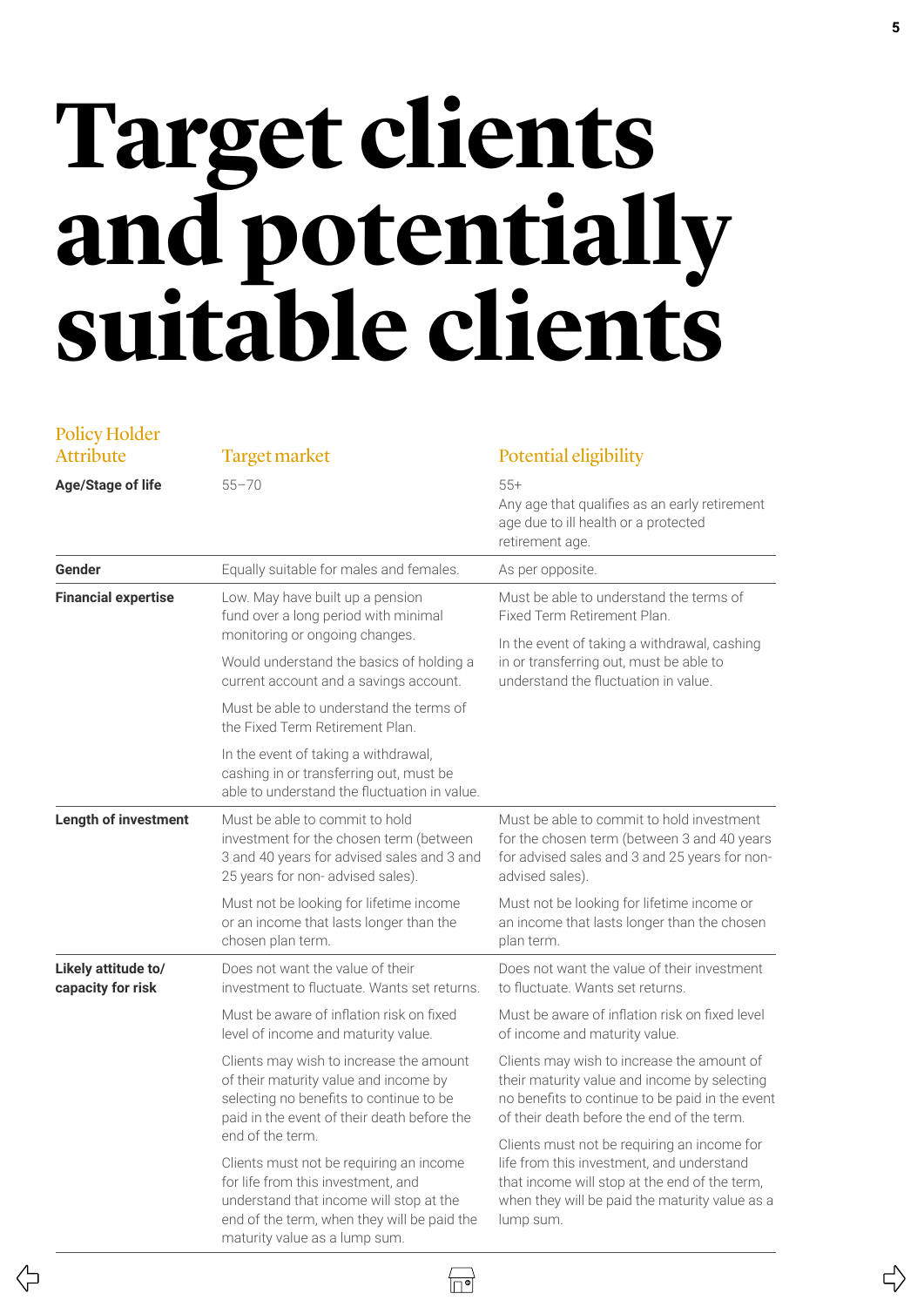# Target clients and potentially suitable clients

| Policy Holder Attribute | Target market | Potential eligibility |
| --- | --- | --- |
| **Age/Stage of life** | 55–70 | 55+<br>Any age that qualifies as an early retirement age due to ill health or a protected retirement age. |
| **Gender** | Equally suitable for males and females. | As per opposite. |
| **Financial expertise** | Low. May have built up a pension fund over a long period with minimal monitoring or ongoing changes.<br><br>Would understand the basics of holding a current account and a savings account.<br><br>Must be able to understand the terms of the Fixed Term Retirement Plan.<br><br>In the event of taking a withdrawal, cashing in or transferring out, must be able to understand the fluctuation in value. | Must be able to understand the terms of Fixed Term Retirement Plan.<br><br>In the event of taking a withdrawal, cashing in or transferring out, must be able to understand the fluctuation in value. |
| **Length of investment** | Must be able to commit to hold investment for the chosen term (between 3 and 40 years for advised sales and 3 and 25 years for non- advised sales).<br><br>Must not be looking for lifetime income or an income that lasts longer than the chosen plan term. | Must be able to commit to hold investment for the chosen term (between 3 and 40 years for advised sales and 3 and 25 years for non-advised sales).<br><br>Must not be looking for lifetime income or an income that lasts longer than the chosen plan term. |
| **Likely attitude to/ capacity for risk** | Does not want the value of their investment to fluctuate. Wants set returns.<br><br>Must be aware of inflation risk on fixed level of income and maturity value.<br><br>Clients may wish to increase the amount of their maturity value and income by selecting no benefits to continue to be paid in the event of their death before the end of the term.<br><br>Clients must not be requiring an income for life from this investment, and understand that income will stop at the end of the term, when they will be paid the maturity value as a lump sum. | Does not want the value of their investment to fluctuate. Wants set returns.<br><br>Must be aware of inflation risk on fixed level of income and maturity value.<br><br>Clients may wish to increase the amount of their maturity value and income by selecting no benefits to continue to be paid in the event of their death before the end of the term.<br><br>Clients must not be requiring an income for life from this investment, and understand that income will stop at the end of the term, when they will be paid the maturity value as a lump sum. |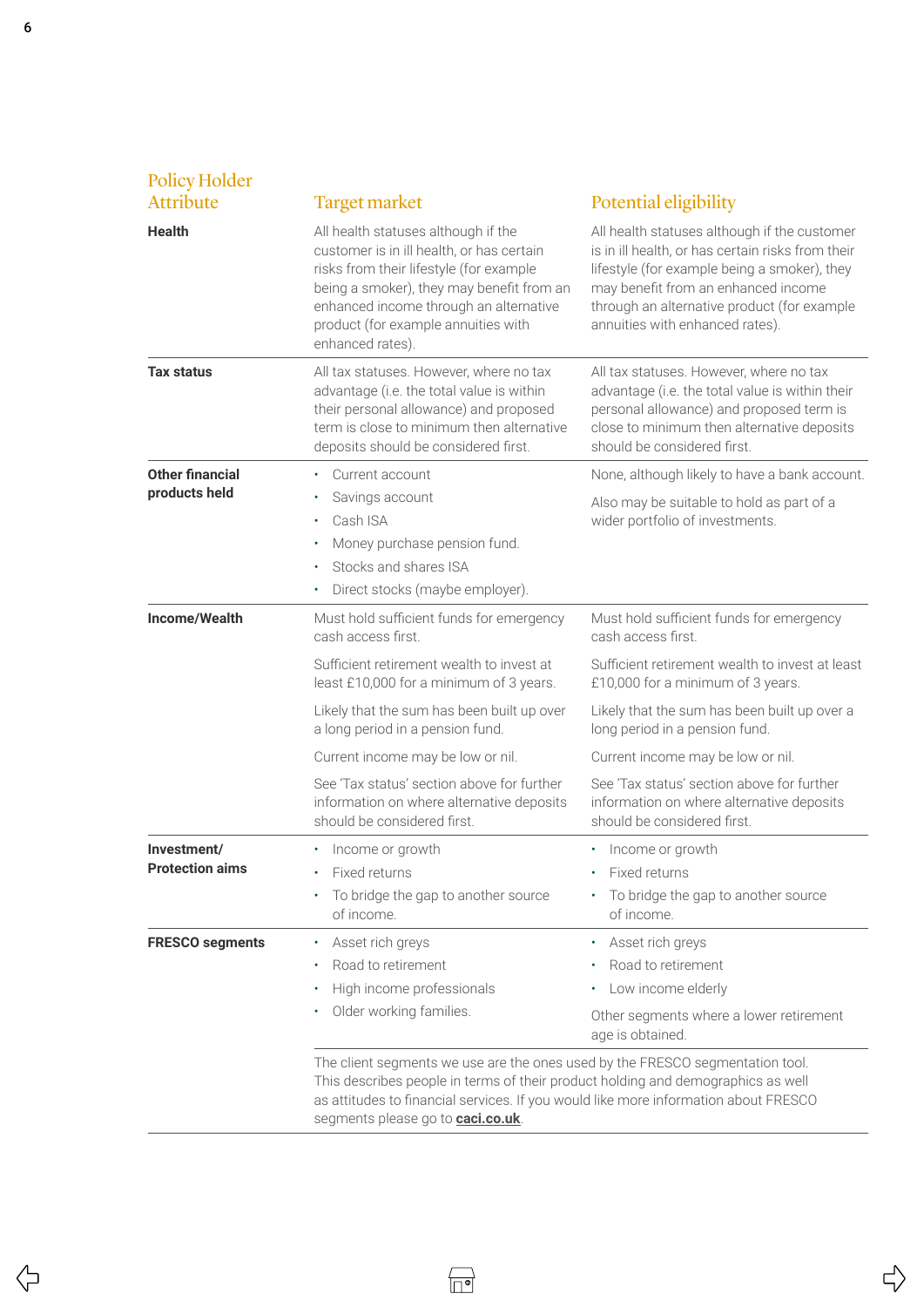| Policy Holder Attribute | Target market | Potential eligibility |
|---|---|---|
| **Health** | All health statuses although if the customer is in ill health, or has certain risks from their lifestyle (for example being a smoker), they may benefit from an enhanced income through an alternative product (for example annuities with enhanced rates). | All health statuses although if the customer is in ill health, or has certain risks from their lifestyle (for example being a smoker), they may benefit from an enhanced income through an alternative product (for example annuities with enhanced rates). |
| **Tax status** | All tax statuses. However, where no tax advantage (i.e. the total value is within their personal allowance) and proposed term is close to minimum then alternative deposits should be considered first. | All tax statuses. However, where no tax advantage (i.e. the total value is within their personal allowance) and proposed term is close to minimum then alternative deposits should be considered first. |
| **Other financial products held** | • Current account<br>• Savings account<br>• Cash ISA<br>• Money purchase pension fund.<br>• Stocks and shares ISA<br>• Direct stocks (maybe employer). | None, although likely to have a bank account.<br><br>Also may be suitable to hold as part of a wider portfolio of investments. |
| **Income/Wealth** | Must hold sufficient funds for emergency cash access first.<br><br>Sufficient retirement wealth to invest at least £10,000 for a minimum of 3 years.<br><br>Likely that the sum has been built up over a long period in a pension fund.<br><br>Current income may be low or nil.<br><br>See 'Tax status' section above for further information on where alternative deposits should be considered first. | Must hold sufficient funds for emergency cash access first.<br><br>Sufficient retirement wealth to invest at least £10,000 for a minimum of 3 years.<br><br>Likely that the sum has been built up over a long period in a pension fund.<br><br>Current income may be low or nil.<br><br>See 'Tax status' section above for further information on where alternative deposits should be considered first. |
| **Investment/ Protection aims** | • Income or growth<br>• Fixed returns<br>• To bridge the gap to another source of income. | • Income or growth<br>• Fixed returns<br>• To bridge the gap to another source of income. |
| **FRESCO segments** | • Asset rich greys<br>• Road to retirement<br>• High income professionals<br>• Older working families. | • Asset rich greys<br>• Road to retirement<br>• Low income elderly<br><br>Other segments where a lower retirement age is obtained. |
| | The client segments we use are the ones used by the FRESCO segmentation tool. This describes people in terms of their product holding and demographics as well as attitudes to financial services. If you would like more information about FRESCO segments please go to **caci.co.uk**. | |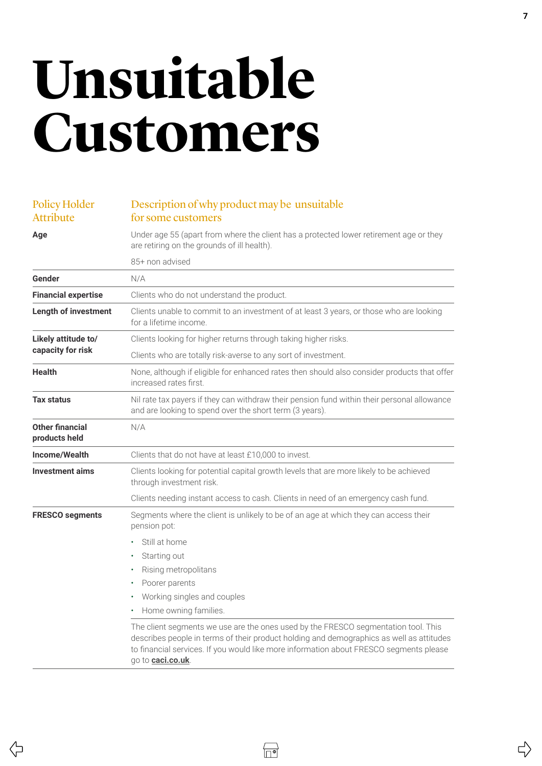# Unsuitable Customers

| Policy Holder Attribute | Description of why product may be unsuitable for some customers |
|---|---|
| **Age** | Under age 55 (apart from where the client has a protected lower retirement age or they are retiring on the grounds of ill health).<br><br>85+ non advised |
| **Gender** | N/A |
| **Financial expertise** | Clients who do not understand the product. |
| **Length of investment** | Clients unable to commit to an investment of at least 3 years, or those who are looking for a lifetime income. |
| **Likely attitude to/ capacity for risk** | Clients looking for higher returns through taking higher risks.<br><br>Clients who are totally risk-averse to any sort of investment. |
| **Health** | None, although if eligible for enhanced rates then should also consider products that offer increased rates first. |
| **Tax status** | Nil rate tax payers if they can withdraw their pension fund within their personal allowance and are looking to spend over the short term (3 years). |
| **Other financial products held** | N/A |
| **Income/Wealth** | Clients that do not have at least £10,000 to invest. |
| **Investment aims** | Clients looking for potential capital growth levels that are more likely to be achieved through investment risk.<br><br>Clients needing instant access to cash. Clients in need of an emergency cash fund. |
| **FRESCO segments** | Segments where the client is unlikely to be of an age at which they can access their pension pot:<br>• Still at home<br>• Starting out<br>• Rising metropolitans<br>• Poorer parents<br>• Working singles and couples<br>• Home owning families. |
| | The client segments we use are the ones used by the FRESCO segmentation tool. This describes people in terms of their product holding and demographics as well as attitudes to financial services. If you would like more information about FRESCO segments please go to **caci.co.uk**. |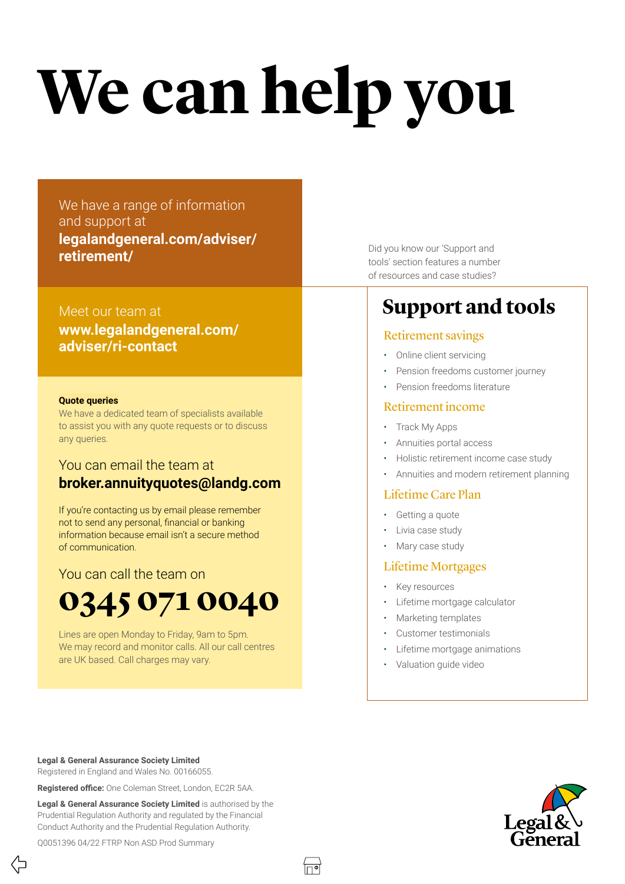# We can help you

We have a range of information and support at **legalandgeneral.com/adviser/retirement/**

Meet our team at **www.legalandgeneral.com/adviser/ri-contact**

**Quote queries**

We have a dedicated team of specialists available to assist you with any quote requests or to discuss any queries.

You can email the team at **broker.annuityquotes@landg.com**

If you're contacting us by email please remember not to send any personal, financial or banking information because email isn't a secure method of communication.

You can call the team on

**0345 071 0040**

Lines are open Monday to Friday, 9am to 5pm. We may record and monitor calls. All our call centres are UK based. Call charges may vary.

Did you know our 'Support and tools' section features a number of resources and case studies?

## Support and tools

### Retirement savings

- Online client servicing
- Pension freedoms customer journey
- Pension freedoms literature

### Retirement income

- Track My Apps
- Annuities portal access
- Holistic retirement income case study
- Annuities and modern retirement planning

### Lifetime Care Plan

- Getting a quote
- Livia case study
- Mary case study

### Lifetime Mortgages

- Key resources
- Lifetime mortgage calculator
- Marketing templates
- Customer testimonials
- Lifetime mortgage animations
- Valuation guide video

**Legal & General Assurance Society Limited**
Registered in England and Wales No. 00166055.

**Registered office:** One Coleman Street, London, EC2R 5AA.

**Legal & General Assurance Society Limited** is authorised by the Prudential Regulation Authority and regulated by the Financial Conduct Authority and the Prudential Regulation Authority.

Q0051396 04/22 FTRP Non ASD Prod Summary

Legal & General